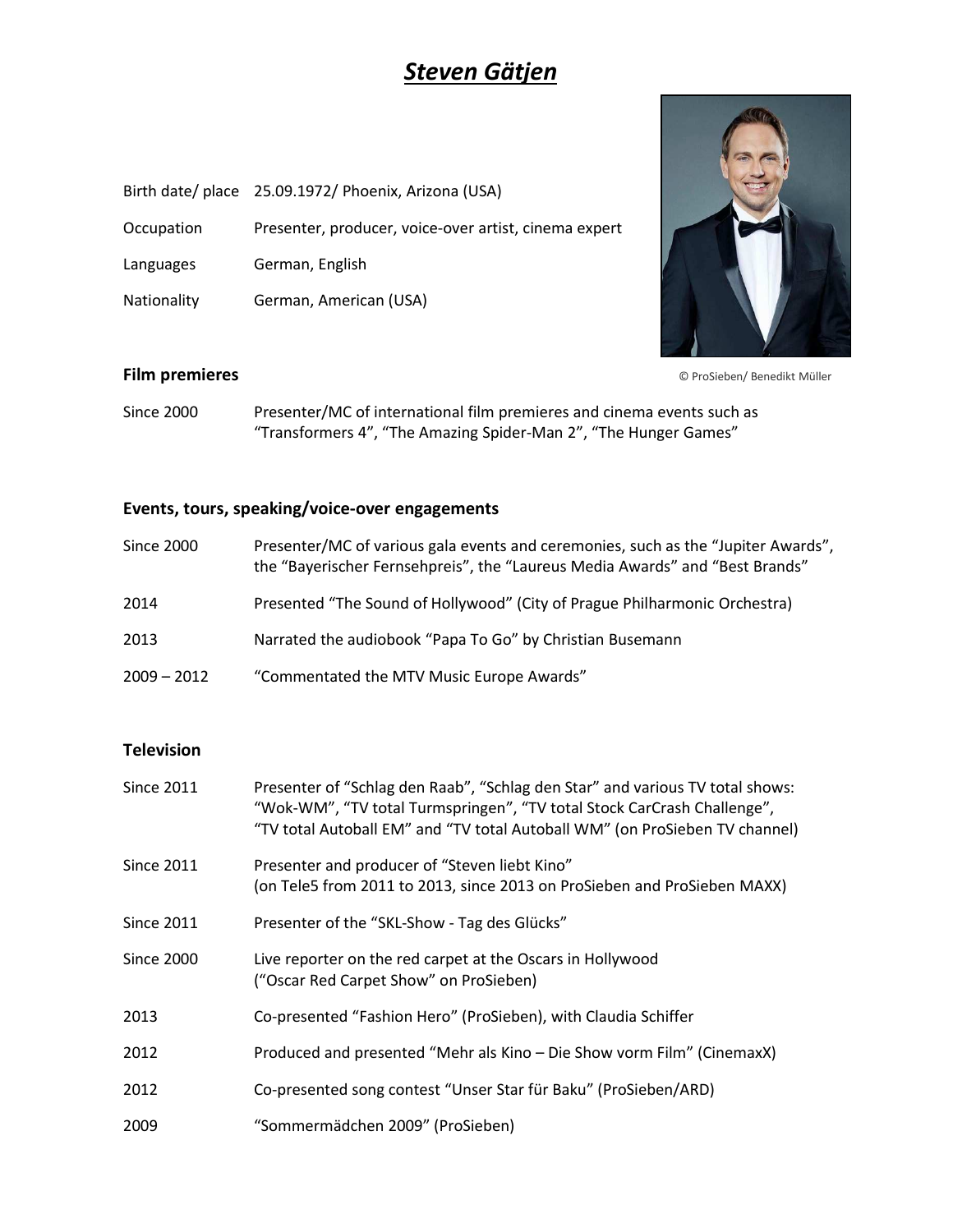# ***Steven Gätjen***

| | |
|---|---|
| Birth date/ place | 25.09.1972/ Phoenix, Arizona (USA) |
| Occupation | Presenter, producer, voice-over artist, cinema expert |
| Languages | German, English |
| Nationality | German, American (USA) |

© ProSieben/ Benedikt Müller

## Film premieres

| | |
|---|---|
| Since 2000 | Presenter/MC of international film premieres and cinema events such as "Transformers 4", "The Amazing Spider-Man 2", "The Hunger Games" |

## Events, tours, speaking/voice-over engagements

| | |
|---|---|
| Since 2000 | Presenter/MC of various gala events and ceremonies, such as the "Jupiter Awards", the "Bayerischer Fernsehpreis", the "Laureus Media Awards" and "Best Brands" |
| 2014 | Presented "The Sound of Hollywood" (City of Prague Philharmonic Orchestra) |
| 2013 | Narrated the audiobook "Papa To Go" by Christian Busemann |
| 2009 – 2012 | "Commentated the MTV Music Europe Awards" |

## Television

| | |
|---|---|
| Since 2011 | Presenter of "Schlag den Raab", "Schlag den Star" and various TV total shows: "Wok-WM", "TV total Turmspringen", "TV total Stock CarCrash Challenge", "TV total Autoball EM" and "TV total Autoball WM" (on ProSieben TV channel) |
| Since 2011 | Presenter and producer of "Steven liebt Kino" (on Tele5 from 2011 to 2013, since 2013 on ProSieben and ProSieben MAXX) |
| Since 2011 | Presenter of the "SKL-Show - Tag des Glücks" |
| Since 2000 | Live reporter on the red carpet at the Oscars in Hollywood ("Oscar Red Carpet Show" on ProSieben) |
| 2013 | Co-presented "Fashion Hero" (ProSieben), with Claudia Schiffer |
| 2012 | Produced and presented "Mehr als Kino – Die Show vorm Film" (CinemaxX) |
| 2012 | Co-presented song contest "Unser Star für Baku" (ProSieben/ARD) |
| 2009 | "Sommermädchen 2009" (ProSieben) |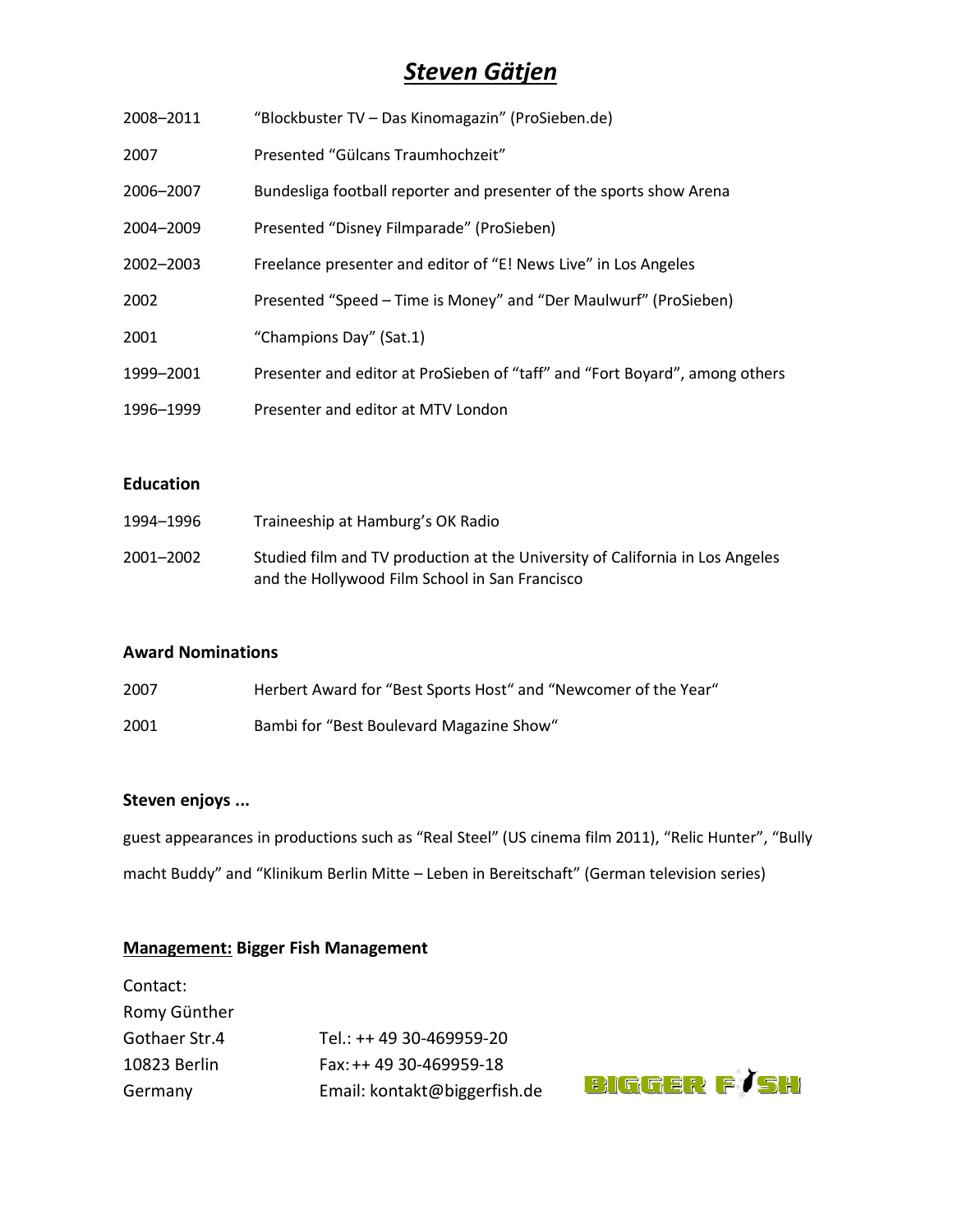# *Steven Gätjen*

| | |
|---|---|
| 2008–2011 | "Blockbuster TV – Das Kinomagazin" (ProSieben.de) |
| 2007 | Presented "Gülcans Traumhochzeit" |
| 2006–2007 | Bundesliga football reporter and presenter of the sports show Arena |
| 2004–2009 | Presented "Disney Filmparade" (ProSieben) |
| 2002–2003 | Freelance presenter and editor of "E! News Live" in Los Angeles |
| 2002 | Presented "Speed – Time is Money" and "Der Maulwurf" (ProSieben) |
| 2001 | "Champions Day" (Sat.1) |
| 1999–2001 | Presenter and editor at ProSieben of "taff" and "Fort Boyard", among others |
| 1996–1999 | Presenter and editor at MTV London |

**Education**

| | |
|---|---|
| 1994–1996 | Traineeship at Hamburg's OK Radio |
| 2001–2002 | Studied film and TV production at the University of California in Los Angeles and the Hollywood Film School in San Francisco |

**Award Nominations**

| | |
|---|---|
| 2007 | Herbert Award for "Best Sports Host" and "Newcomer of the Year" |
| 2001 | Bambi for "Best Boulevard Magazine Show" |

**Steven enjoys ...**

guest appearances in productions such as "Real Steel" (US cinema film 2011), "Relic Hunter", "Bully macht Buddy" and "Klinikum Berlin Mitte – Leben in Bereitschaft" (German television series)

**Management: Bigger Fish Management**

Contact:
Romy Günther
Gothaer Str.4
10823 Berlin
Germany

Tel.: ++ 49 30-469959-20
Fax: ++ 49 30-469959-18
Email: kontakt@biggerfish.de

BIGGER FISH